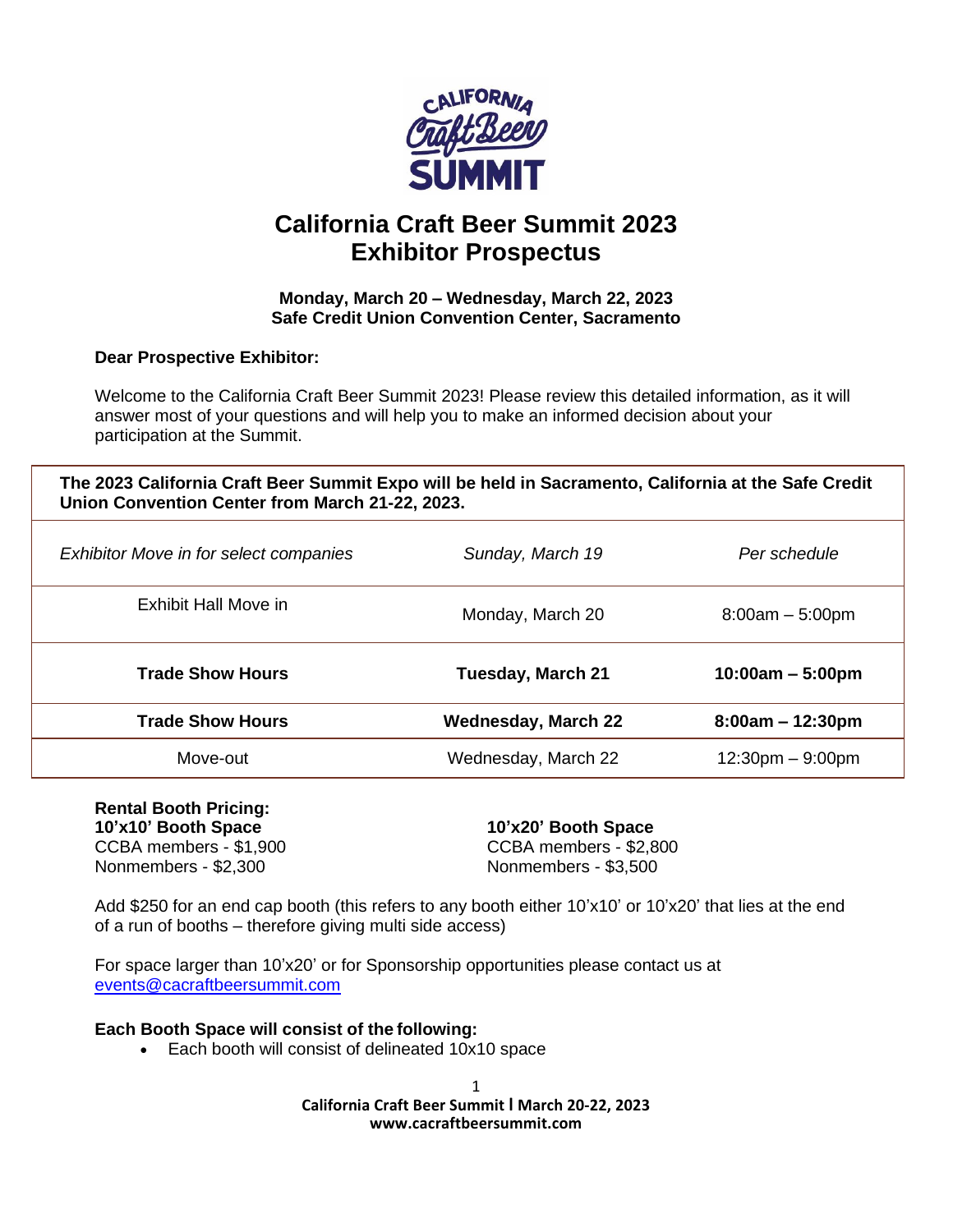# California Craft Beer Summit 2023
# Exhibitor Prospectus

**Monday, March 20 – Wednesday, March 22, 2023**
**Safe Credit Union Convention Center, Sacramento**

**Dear Prospective Exhibitor:**

Welcome to the California Craft Beer Summit 2023! Please review this detailed information, as it will answer most of your questions and will help you to make an informed decision about your participation at the Summit.

| **The 2023 California Craft Beer Summit Expo will be held in Sacramento, California at the Safe Credit Union Convention Center from March 21-22, 2023.** | | |
|---|---|---|
| *Exhibitor Move in for select companies* | *Sunday, March 19* | *Per schedule* |
| Exhibit Hall Move in | Monday, March 20 | 8:00am – 5:00pm |
| **Trade Show Hours** | **Tuesday, March 21** | **10:00am – 5:00pm** |
| **Trade Show Hours** | **Wednesday, March 22** | **8:00am – 12:30pm** |
| Move-out | Wednesday, March 22 | 12:30pm – 9:00pm |

**Rental Booth Pricing:**

**10'x10' Booth Space**
CCBA members - $1,900
Nonmembers - $2,300

**10'x20' Booth Space**
CCBA members - $2,800
Nonmembers - $3,500

Add $250 for an end cap booth (this refers to any booth either 10'x10' or 10'x20' that lies at the end of a run of booths – therefore giving multi side access)

For space larger than 10'x20' or for Sponsorship opportunities please contact us at events@cacraftbeersummit.com

**Each Booth Space will consist of the following:**

- Each booth will consist of delineated 10x10 space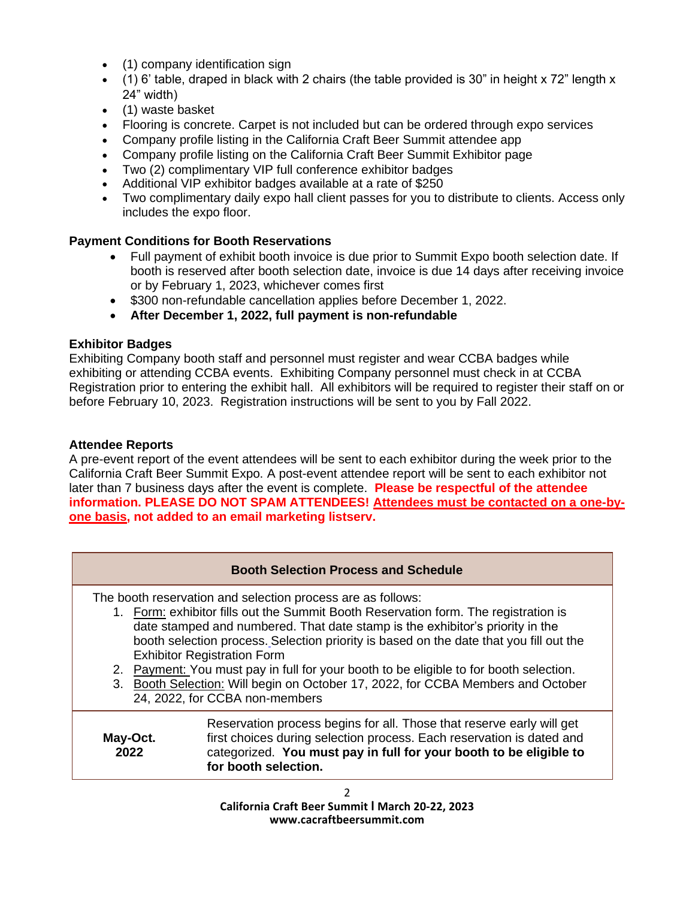- (1) company identification sign
- (1) 6' table, draped in black with 2 chairs (the table provided is 30" in height x 72" length x 24" width)
- (1) waste basket
- Flooring is concrete. Carpet is not included but can be ordered through expo services
- Company profile listing in the California Craft Beer Summit attendee app
- Company profile listing on the California Craft Beer Summit Exhibitor page
- Two (2) complimentary VIP full conference exhibitor badges
- Additional VIP exhibitor badges available at a rate of $250
- Two complimentary daily expo hall client passes for you to distribute to clients. Access only includes the expo floor.

**Payment Conditions for Booth Reservations**

- Full payment of exhibit booth invoice is due prior to Summit Expo booth selection date. If booth is reserved after booth selection date, invoice is due 14 days after receiving invoice or by February 1, 2023, whichever comes first
- $300 non-refundable cancellation applies before December 1, 2022.
- **After December 1, 2022, full payment is non-refundable**

**Exhibitor Badges**

Exhibiting Company booth staff and personnel must register and wear CCBA badges while exhibiting or attending CCBA events. Exhibiting Company personnel must check in at CCBA Registration prior to entering the exhibit hall. All exhibitors will be required to register their staff on or before February 10, 2023. Registration instructions will be sent to you by Fall 2022.

**Attendee Reports**

A pre-event report of the event attendees will be sent to each exhibitor during the week prior to the California Craft Beer Summit Expo. A post-event attendee report will be sent to each exhibitor not later than 7 business days after the event is complete. **Please be respectful of the attendee information. PLEASE DO NOT SPAM ATTENDEES! Attendees must be contacted on a one-by-one basis, not added to an email marketing listserv.**

| **Booth Selection Process and Schedule** | |
|---|---|
| The booth reservation and selection process are as follows:<br>1. Form: exhibitor fills out the Summit Booth Reservation form. The registration is date stamped and numbered. That date stamp is the exhibitor's priority in the booth selection process. Selection priority is based on the date that you fill out the Exhibitor Registration Form<br>2. Payment: You must pay in full for your booth to be eligible to for booth selection.<br>3. Booth Selection: Will begin on October 17, 2022, for CCBA Members and October 24, 2022, for CCBA non-members | |
| **May-Oct. 2022** | Reservation process begins for all. Those that reserve early will get first choices during selection process. Each reservation is dated and categorized. **You must pay in full for your booth to be eligible to for booth selection.** |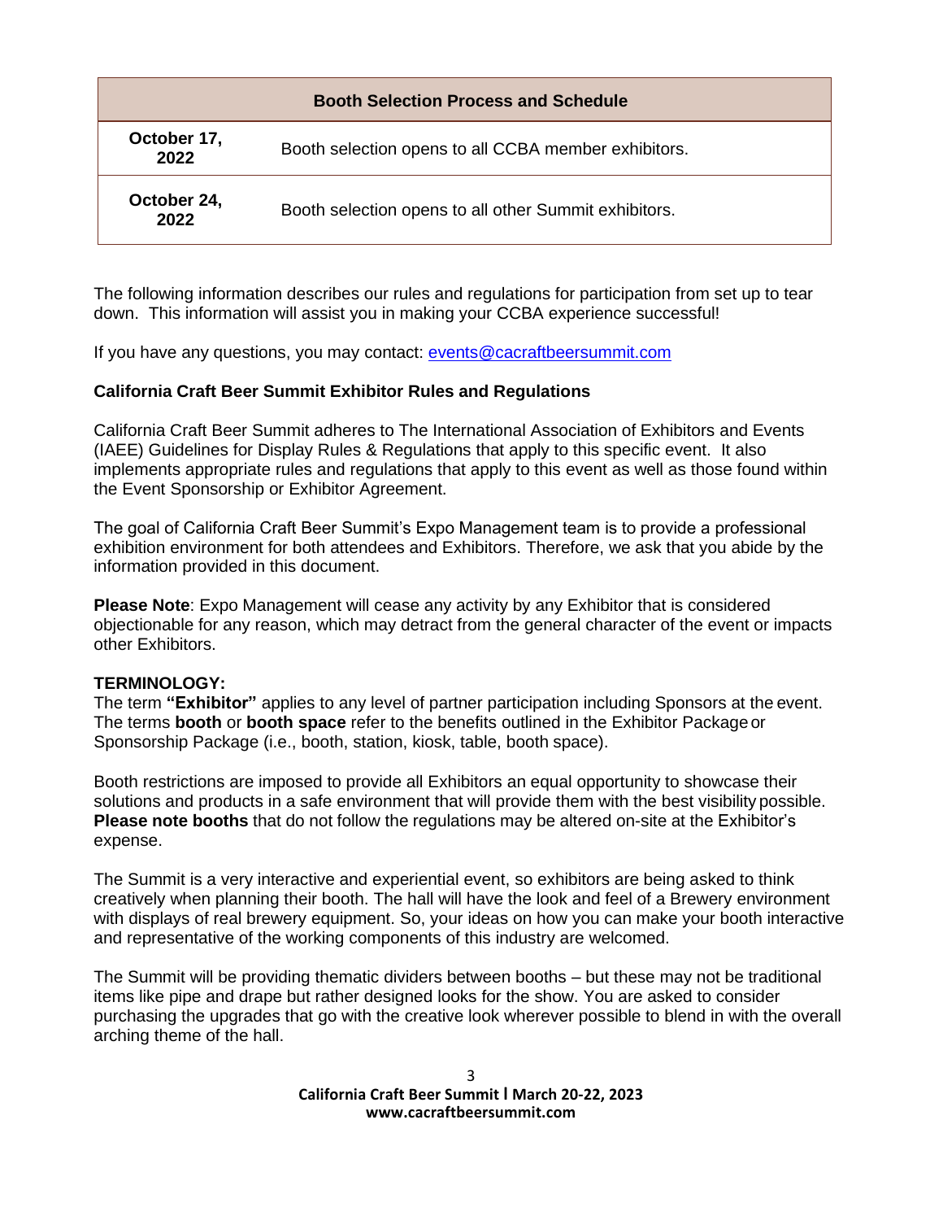| Booth Selection Process and Schedule | |
|---|---|
| **October 17, 2022** | Booth selection opens to all CCBA member exhibitors. |
| **October 24, 2022** | Booth selection opens to all other Summit exhibitors. |

The following information describes our rules and regulations for participation from set up to tear down. This information will assist you in making your CCBA experience successful!

If you have any questions, you may contact: [events@cacraftbeersummit.com](mailto:events@cacraftbeersummit.com)

**California Craft Beer Summit Exhibitor Rules and Regulations**

California Craft Beer Summit adheres to The International Association of Exhibitors and Events (IAEE) Guidelines for Display Rules & Regulations that apply to this specific event. It also implements appropriate rules and regulations that apply to this event as well as those found within the Event Sponsorship or Exhibitor Agreement.

The goal of California Craft Beer Summit's Expo Management team is to provide a professional exhibition environment for both attendees and Exhibitors. Therefore, we ask that you abide by the information provided in this document.

**Please Note**: Expo Management will cease any activity by any Exhibitor that is considered objectionable for any reason, which may detract from the general character of the event or impacts other Exhibitors.

**TERMINOLOGY:**
The term **"Exhibitor"** applies to any level of partner participation including Sponsors at the event. The terms **booth** or **booth space** refer to the benefits outlined in the Exhibitor Package or Sponsorship Package (i.e., booth, station, kiosk, table, booth space).

Booth restrictions are imposed to provide all Exhibitors an equal opportunity to showcase their solutions and products in a safe environment that will provide them with the best visibility possible. **Please note booths** that do not follow the regulations may be altered on-site at the Exhibitor's expense.

The Summit is a very interactive and experiential event, so exhibitors are being asked to think creatively when planning their booth. The hall will have the look and feel of a Brewery environment with displays of real brewery equipment. So, your ideas on how you can make your booth interactive and representative of the working components of this industry are welcomed.

The Summit will be providing thematic dividers between booths – but these may not be traditional items like pipe and drape but rather designed looks for the show. You are asked to consider purchasing the upgrades that go with the creative look wherever possible to blend in with the overall arching theme of the hall.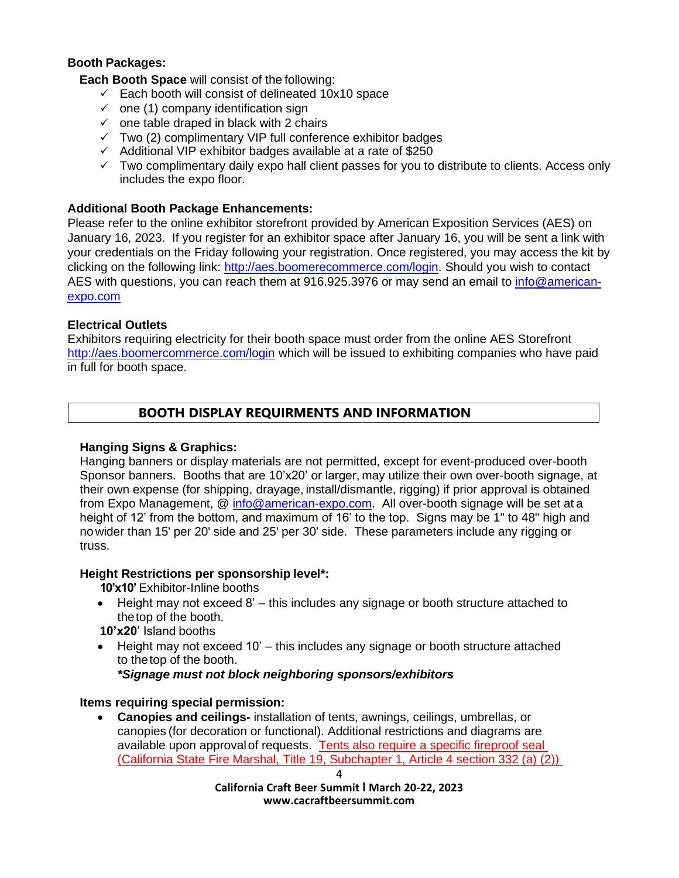**Booth Packages:**

**Each Booth Space** will consist of the following:

- ✓ Each booth will consist of delineated 10x10 space
- ✓ one (1) company identification sign
- ✓ one table draped in black with 2 chairs
- ✓ Two (2) complimentary VIP full conference exhibitor badges
- ✓ Additional VIP exhibitor badges available at a rate of $250
- ✓ Two complimentary daily expo hall client passes for you to distribute to clients. Access only includes the expo floor.

**Additional Booth Package Enhancements:**

Please refer to the online exhibitor storefront provided by American Exposition Services (AES) on January 16, 2023. If you register for an exhibitor space after January 16, you will be sent a link with your credentials on the Friday following your registration. Once registered, you may access the kit by clicking on the following link: http://aes.boomerecommerce.com/login. Should you wish to contact AES with questions, you can reach them at 916.925.3976 or may send an email to info@american-expo.com

**Electrical Outlets**

Exhibitors requiring electricity for their booth space must order from the online AES Storefront http://aes.boomercommerce.com/login which will be issued to exhibiting companies who have paid in full for booth space.

## BOOTH DISPLAY REQUIRMENTS AND INFORMATION

**Hanging Signs & Graphics:**

Hanging banners or display materials are not permitted, except for event-produced over-booth Sponsor banners. Booths that are 10'x20' or larger, may utilize their own over-booth signage, at their own expense (for shipping, drayage, install/dismantle, rigging) if prior approval is obtained from Expo Management, @ info@american-expo.com. All over-booth signage will be set at a height of 12' from the bottom, and maximum of 16' to the top. Signs may be 1" to 48" high and no wider than 15' per 20' side and 25' per 30' side. These parameters include any rigging or truss.

**Height Restrictions per sponsorship level*:**

**10'x10'** Exhibitor-Inline booths

- Height may not exceed 8' – this includes any signage or booth structure attached to the top of the booth.

**10'x20'** Island booths

- Height may not exceed 10' – this includes any signage or booth structure attached to the top of the booth.

  ***Signage must not block neighboring sponsors/exhibitors**

**Items requiring special permission:**

- **Canopies and ceilings-** installation of tents, awnings, ceilings, umbrellas, or canopies (for decoration or functional). Additional restrictions and diagrams are available upon approval of requests. Tents also require a specific fireproof seal (California State Fire Marshal, Title 19, Subchapter 1, Article 4 section 332 (a) (2))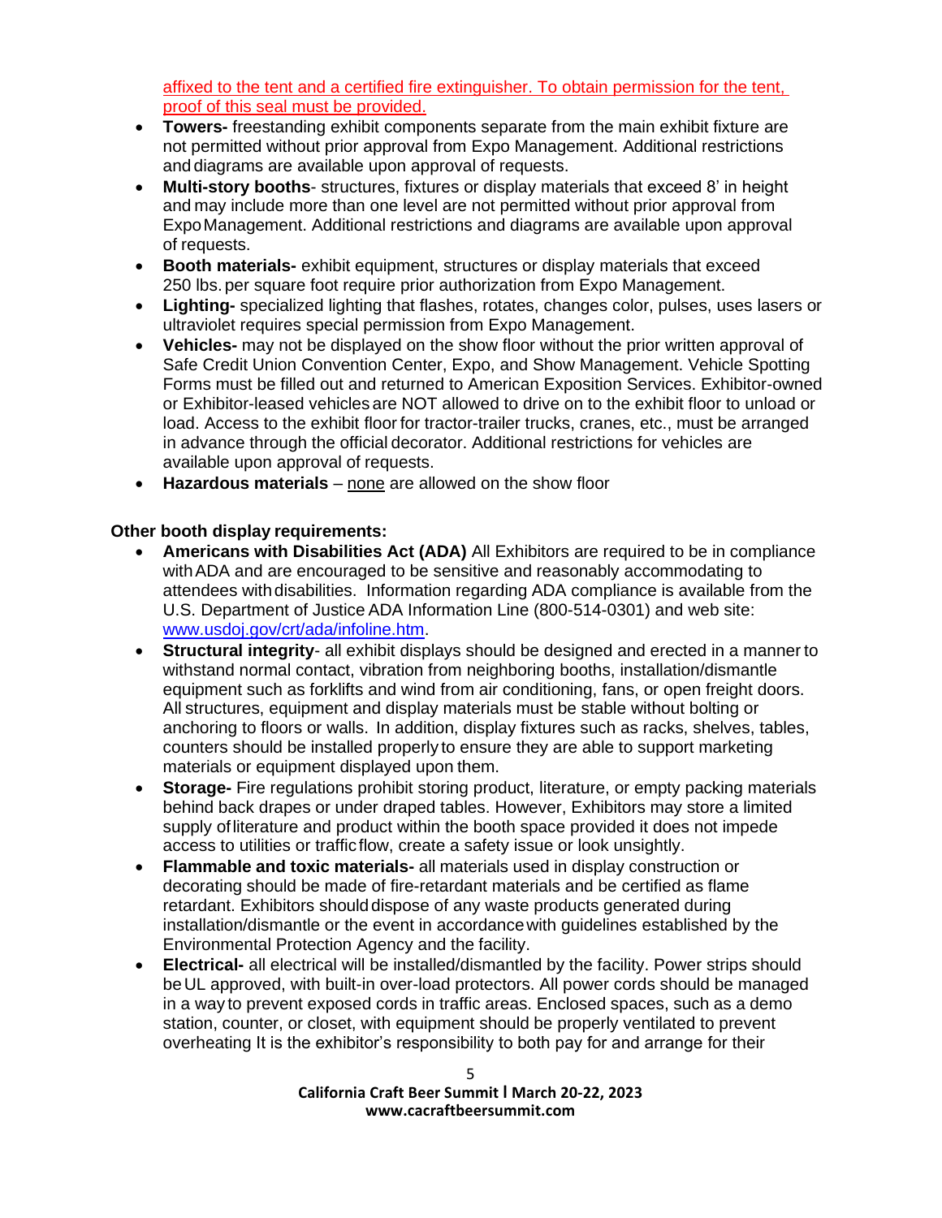affixed to the tent and a certified fire extinguisher. To obtain permission for the tent, proof of this seal must be provided.

- **Towers-** freestanding exhibit components separate from the main exhibit fixture are not permitted without prior approval from Expo Management. Additional restrictions and diagrams are available upon approval of requests.
- **Multi-story booths**- structures, fixtures or display materials that exceed 8' in height and may include more than one level are not permitted without prior approval from Expo Management. Additional restrictions and diagrams are available upon approval of requests.
- **Booth materials-** exhibit equipment, structures or display materials that exceed 250 lbs. per square foot require prior authorization from Expo Management.
- **Lighting-** specialized lighting that flashes, rotates, changes color, pulses, uses lasers or ultraviolet requires special permission from Expo Management.
- **Vehicles-** may not be displayed on the show floor without the prior written approval of Safe Credit Union Convention Center, Expo, and Show Management. Vehicle Spotting Forms must be filled out and returned to American Exposition Services. Exhibitor-owned or Exhibitor-leased vehicles are NOT allowed to drive on to the exhibit floor to unload or load. Access to the exhibit floor for tractor-trailer trucks, cranes, etc., must be arranged in advance through the official decorator. Additional restrictions for vehicles are available upon approval of requests.
- **Hazardous materials** – none are allowed on the show floor

**Other booth display requirements:**

- **Americans with Disabilities Act (ADA)** All Exhibitors are required to be in compliance with ADA and are encouraged to be sensitive and reasonably accommodating to attendees with disabilities. Information regarding ADA compliance is available from the U.S. Department of Justice ADA Information Line (800-514-0301) and web site: www.usdoj.gov/crt/ada/infoline.htm.
- **Structural integrity**- all exhibit displays should be designed and erected in a manner to withstand normal contact, vibration from neighboring booths, installation/dismantle equipment such as forklifts and wind from air conditioning, fans, or open freight doors. All structures, equipment and display materials must be stable without bolting or anchoring to floors or walls. In addition, display fixtures such as racks, shelves, tables, counters should be installed properly to ensure they are able to support marketing materials or equipment displayed upon them.
- **Storage-** Fire regulations prohibit storing product, literature, or empty packing materials behind back drapes or under draped tables. However, Exhibitors may store a limited supply of literature and product within the booth space provided it does not impede access to utilities or traffic flow, create a safety issue or look unsightly.
- **Flammable and toxic materials-** all materials used in display construction or decorating should be made of fire-retardant materials and be certified as flame retardant. Exhibitors should dispose of any waste products generated during installation/dismantle or the event in accordance with guidelines established by the Environmental Protection Agency and the facility.
- **Electrical-** all electrical will be installed/dismantled by the facility. Power strips should be UL approved, with built-in over-load protectors. All power cords should be managed in a way to prevent exposed cords in traffic areas. Enclosed spaces, such as a demo station, counter, or closet, with equipment should be properly ventilated to prevent overheating It is the exhibitor's responsibility to both pay for and arrange for their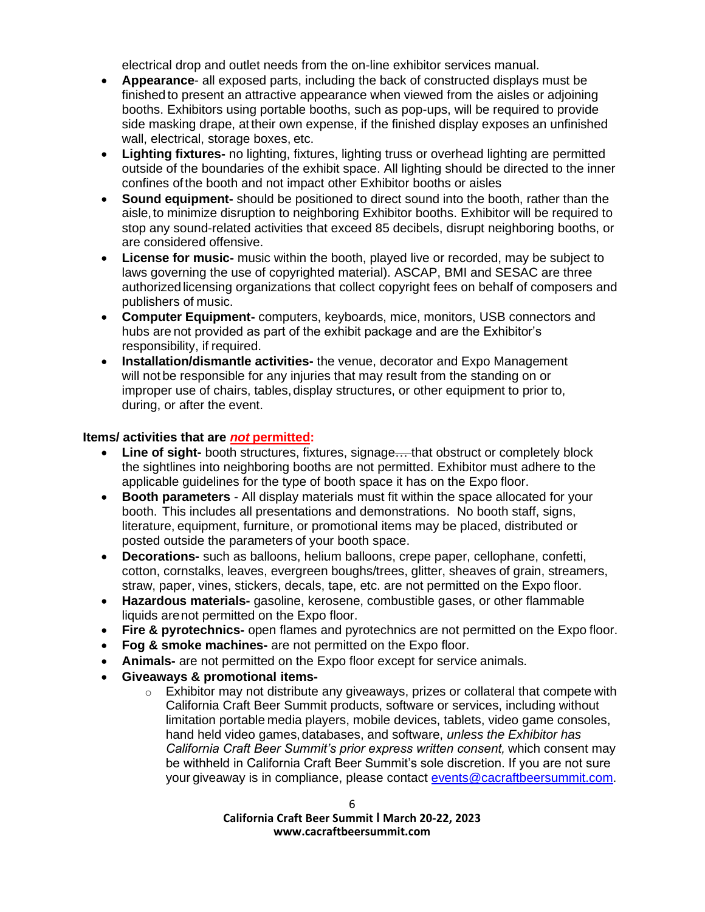electrical drop and outlet needs from the on-line exhibitor services manual.

- **Appearance**- all exposed parts, including the back of constructed displays must be finished to present an attractive appearance when viewed from the aisles or adjoining booths. Exhibitors using portable booths, such as pop-ups, will be required to provide side masking drape, at their own expense, if the finished display exposes an unfinished wall, electrical, storage boxes, etc.
- **Lighting fixtures-** no lighting, fixtures, lighting truss or overhead lighting are permitted outside of the boundaries of the exhibit space. All lighting should be directed to the inner confines of the booth and not impact other Exhibitor booths or aisles
- **Sound equipment-** should be positioned to direct sound into the booth, rather than the aisle, to minimize disruption to neighboring Exhibitor booths. Exhibitor will be required to stop any sound-related activities that exceed 85 decibels, disrupt neighboring booths, or are considered offensive.
- **License for music-** music within the booth, played live or recorded, may be subject to laws governing the use of copyrighted material). ASCAP, BMI and SESAC are three authorized licensing organizations that collect copyright fees on behalf of composers and publishers of music.
- **Computer Equipment-** computers, keyboards, mice, monitors, USB connectors and hubs are not provided as part of the exhibit package and are the Exhibitor's responsibility, if required.
- **Installation/dismantle activities-** the venue, decorator and Expo Management will not be responsible for any injuries that may result from the standing on or improper use of chairs, tables, display structures, or other equipment to prior to, during, or after the event.

**Items/ activities that are *not* permitted:**

- **Line of sight-** booth structures, fixtures, signage ~~…~~ that obstruct or completely block the sightlines into neighboring booths are not permitted. Exhibitor must adhere to the applicable guidelines for the type of booth space it has on the Expo floor.
- **Booth parameters** - All display materials must fit within the space allocated for your booth. This includes all presentations and demonstrations. No booth staff, signs, literature, equipment, furniture, or promotional items may be placed, distributed or posted outside the parameters of your booth space.
- **Decorations-** such as balloons, helium balloons, crepe paper, cellophane, confetti, cotton, cornstalks, leaves, evergreen boughs/trees, glitter, sheaves of grain, streamers, straw, paper, vines, stickers, decals, tape, etc. are not permitted on the Expo floor.
- **Hazardous materials-** gasoline, kerosene, combustible gases, or other flammable liquids are not permitted on the Expo floor.
- **Fire & pyrotechnics-** open flames and pyrotechnics are not permitted on the Expo floor.
- **Fog & smoke machines-** are not permitted on the Expo floor.
- **Animals-** are not permitted on the Expo floor except for service animals.
- **Giveaways & promotional items-**
  - Exhibitor may not distribute any giveaways, prizes or collateral that compete with California Craft Beer Summit products, software or services, including without limitation portable media players, mobile devices, tablets, video game consoles, hand held video games, databases, and software, *unless the Exhibitor has California Craft Beer Summit's prior express written consent,* which consent may be withheld in California Craft Beer Summit's sole discretion. If you are not sure your giveaway is in compliance, please contact events@cacraftbeersummit.com.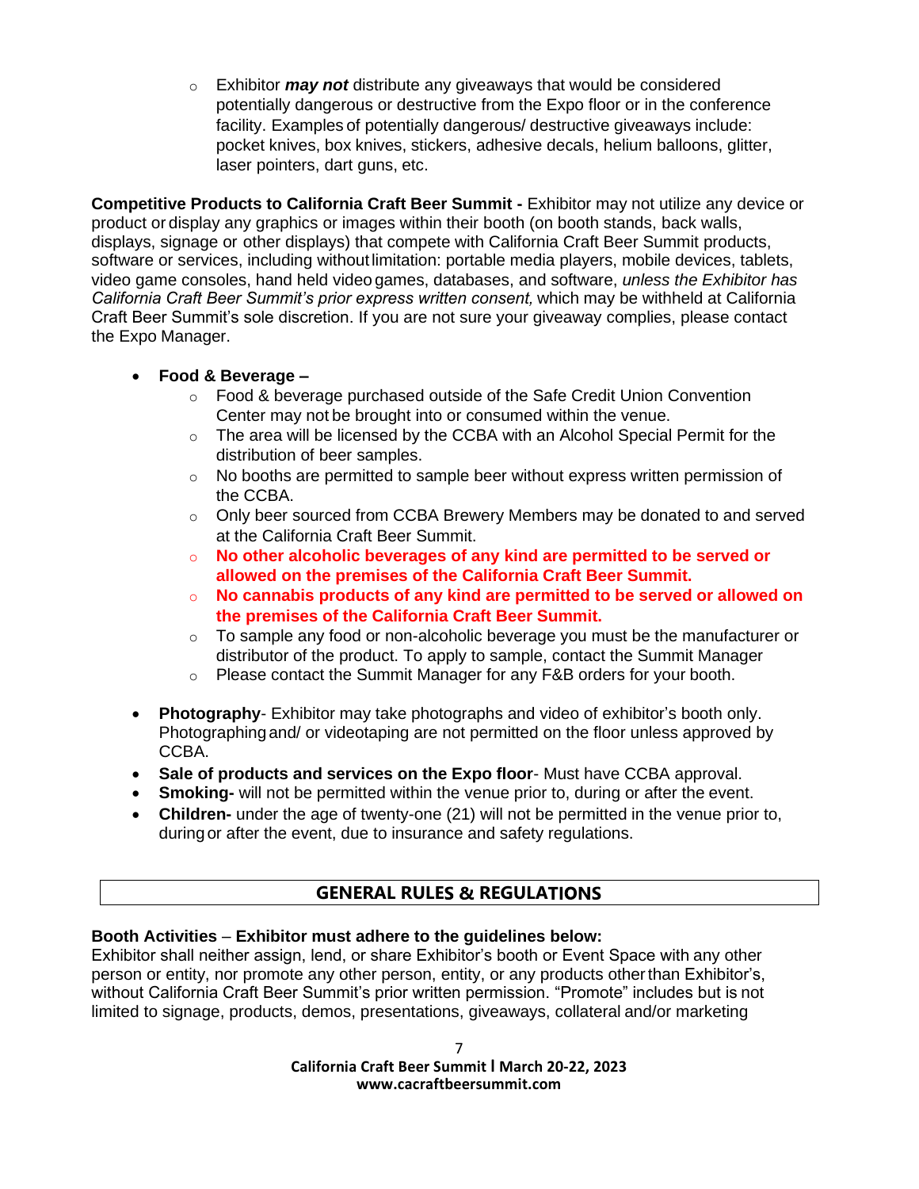- Exhibitor ***may not*** distribute any giveaways that would be considered potentially dangerous or destructive from the Expo floor or in the conference facility. Examples of potentially dangerous/ destructive giveaways include: pocket knives, box knives, stickers, adhesive decals, helium balloons, glitter, laser pointers, dart guns, etc.

**Competitive Products to California Craft Beer Summit -** Exhibitor may not utilize any device or product or display any graphics or images within their booth (on booth stands, back walls, displays, signage or other displays) that compete with California Craft Beer Summit products, software or services, including without limitation: portable media players, mobile devices, tablets, video game consoles, hand held video games, databases, and software, *unless the Exhibitor has California Craft Beer Summit's prior express written consent,* which may be withheld at California Craft Beer Summit's sole discretion. If you are not sure your giveaway complies, please contact the Expo Manager.

- **Food & Beverage –**
  - Food & beverage purchased outside of the Safe Credit Union Convention Center may not be brought into or consumed within the venue.
  - The area will be licensed by the CCBA with an Alcohol Special Permit for the distribution of beer samples.
  - No booths are permitted to sample beer without express written permission of the CCBA.
  - Only beer sourced from CCBA Brewery Members may be donated to and served at the California Craft Beer Summit.
  - **No other alcoholic beverages of any kind are permitted to be served or allowed on the premises of the California Craft Beer Summit.**
  - **No cannabis products of any kind are permitted to be served or allowed on the premises of the California Craft Beer Summit.**
  - To sample any food or non-alcoholic beverage you must be the manufacturer or distributor of the product. To apply to sample, contact the Summit Manager
  - Please contact the Summit Manager for any F&B orders for your booth.

- **Photography**- Exhibitor may take photographs and video of exhibitor's booth only. Photographing and/ or videotaping are not permitted on the floor unless approved by CCBA.
- **Sale of products and services on the Expo floor**- Must have CCBA approval.
- **Smoking-** will not be permitted within the venue prior to, during or after the event.
- **Children-** under the age of twenty-one (21) will not be permitted in the venue prior to, during or after the event, due to insurance and safety regulations.

## GENERAL RULES & REGULATIONS

**Booth Activities** – **Exhibitor must adhere to the guidelines below:**
Exhibitor shall neither assign, lend, or share Exhibitor's booth or Event Space with any other person or entity, nor promote any other person, entity, or any products other than Exhibitor's, without California Craft Beer Summit's prior written permission. "Promote" includes but is not limited to signage, products, demos, presentations, giveaways, collateral and/or marketing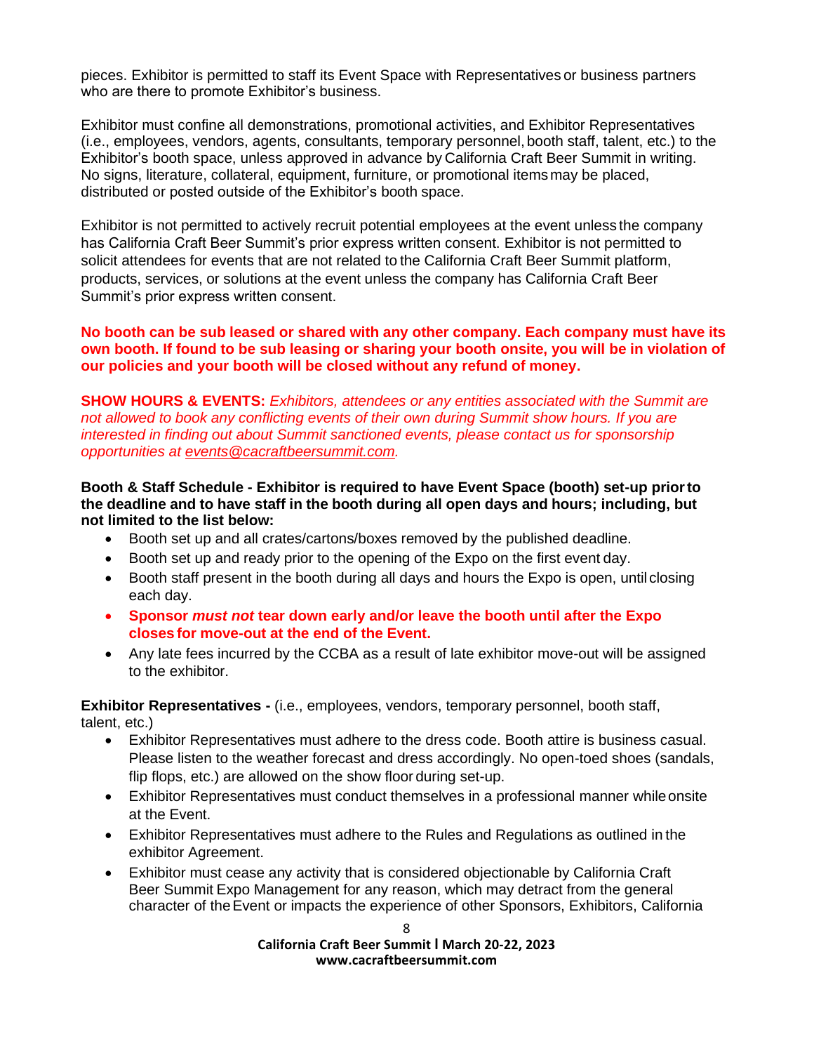pieces. Exhibitor is permitted to staff its Event Space with Representatives or business partners who are there to promote Exhibitor's business.

Exhibitor must confine all demonstrations, promotional activities, and Exhibitor Representatives (i.e., employees, vendors, agents, consultants, temporary personnel, booth staff, talent, etc.) to the Exhibitor's booth space, unless approved in advance by California Craft Beer Summit in writing. No signs, literature, collateral, equipment, furniture, or promotional items may be placed, distributed or posted outside of the Exhibitor's booth space.

Exhibitor is not permitted to actively recruit potential employees at the event unless the company has California Craft Beer Summit's prior express written consent. Exhibitor is not permitted to solicit attendees for events that are not related to the California Craft Beer Summit platform, products, services, or solutions at the event unless the company has California Craft Beer Summit's prior express written consent.

**No booth can be sub leased or shared with any other company. Each company must have its own booth. If found to be sub leasing or sharing your booth onsite, you will be in violation of our policies and your booth will be closed without any refund of money.**

**SHOW HOURS & EVENTS:** *Exhibitors, attendees or any entities associated with the Summit are not allowed to book any conflicting events of their own during Summit show hours. If you are interested in finding out about Summit sanctioned events, please contact us for sponsorship opportunities at events@cacraftbeersummit.com.*

**Booth & Staff Schedule - Exhibitor is required to have Event Space (booth) set-up prior to the deadline and to have staff in the booth during all open days and hours; including, but not limited to the list below:**

- Booth set up and all crates/cartons/boxes removed by the published deadline.
- Booth set up and ready prior to the opening of the Expo on the first event day.
- Booth staff present in the booth during all days and hours the Expo is open, until closing each day.
- **Sponsor *must not* tear down early and/or leave the booth until after the Expo closes for move-out at the end of the Event.**
- Any late fees incurred by the CCBA as a result of late exhibitor move-out will be assigned to the exhibitor.

**Exhibitor Representatives -** (i.e., employees, vendors, temporary personnel, booth staff, talent, etc.)

- Exhibitor Representatives must adhere to the dress code. Booth attire is business casual. Please listen to the weather forecast and dress accordingly. No open-toed shoes (sandals, flip flops, etc.) are allowed on the show floor during set-up.
- Exhibitor Representatives must conduct themselves in a professional manner while onsite at the Event.
- Exhibitor Representatives must adhere to the Rules and Regulations as outlined in the exhibitor Agreement.
- Exhibitor must cease any activity that is considered objectionable by California Craft Beer Summit Expo Management for any reason, which may detract from the general character of the Event or impacts the experience of other Sponsors, Exhibitors, California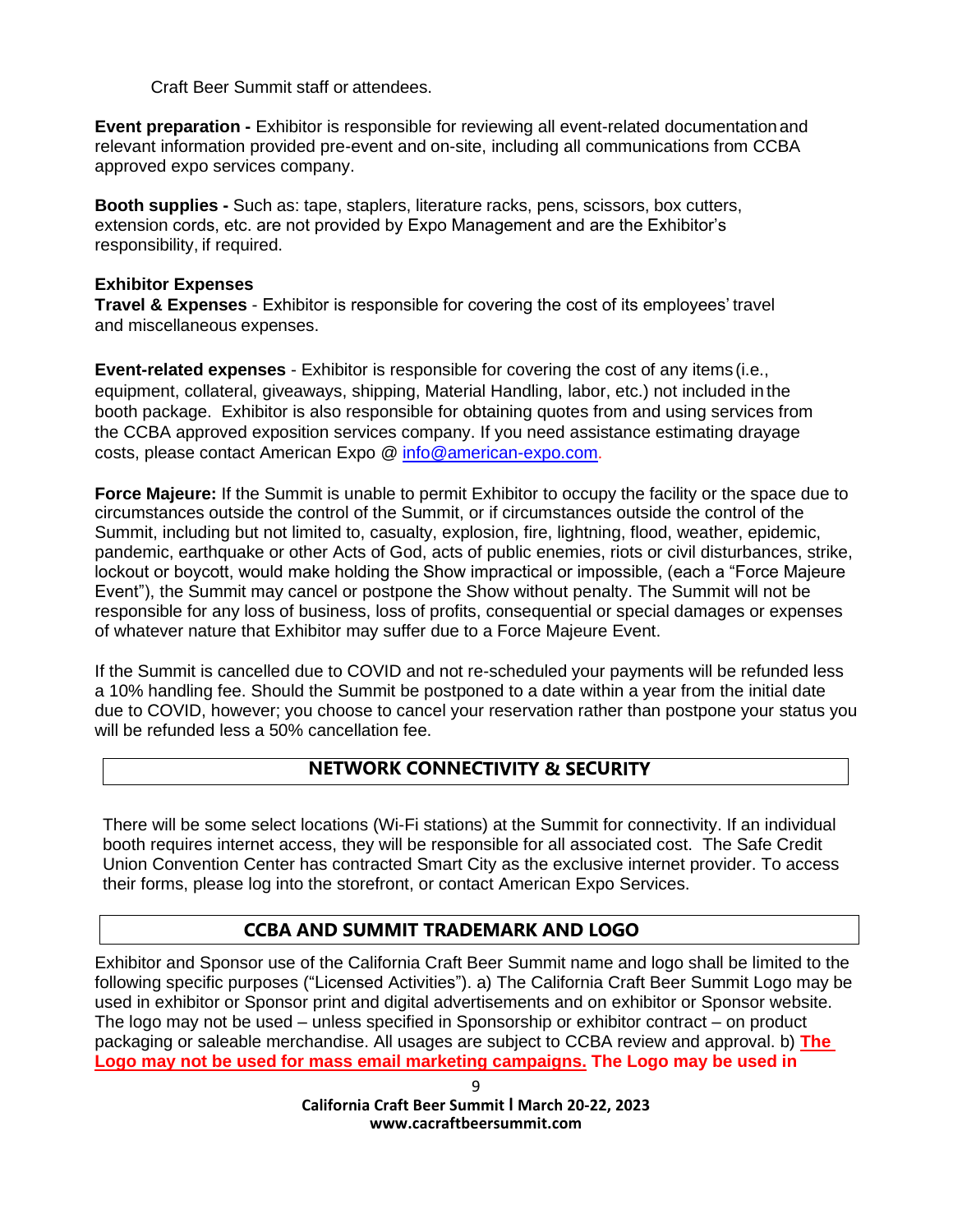Craft Beer Summit staff or attendees.

**Event preparation -** Exhibitor is responsible for reviewing all event-related documentation and relevant information provided pre-event and on-site, including all communications from CCBA approved expo services company.

**Booth supplies -** Such as: tape, staplers, literature racks, pens, scissors, box cutters, extension cords, etc. are not provided by Expo Management and are the Exhibitor's responsibility, if required.

**Exhibitor Expenses**

**Travel & Expenses** - Exhibitor is responsible for covering the cost of its employees' travel and miscellaneous expenses.

**Event-related expenses** - Exhibitor is responsible for covering the cost of any items (i.e., equipment, collateral, giveaways, shipping, Material Handling, labor, etc.) not included in the booth package. Exhibitor is also responsible for obtaining quotes from and using services from the CCBA approved exposition services company. If you need assistance estimating drayage costs, please contact American Expo @ info@american-expo.com.

**Force Majeure:** If the Summit is unable to permit Exhibitor to occupy the facility or the space due to circumstances outside the control of the Summit, or if circumstances outside the control of the Summit, including but not limited to, casualty, explosion, fire, lightning, flood, weather, epidemic, pandemic, earthquake or other Acts of God, acts of public enemies, riots or civil disturbances, strike, lockout or boycott, would make holding the Show impractical or impossible, (each a "Force Majeure Event"), the Summit may cancel or postpone the Show without penalty. The Summit will not be responsible for any loss of business, loss of profits, consequential or special damages or expenses of whatever nature that Exhibitor may suffer due to a Force Majeure Event.

If the Summit is cancelled due to COVID and not re-scheduled your payments will be refunded less a 10% handling fee. Should the Summit be postponed to a date within a year from the initial date due to COVID, however; you choose to cancel your reservation rather than postpone your status you will be refunded less a 50% cancellation fee.

## NETWORK CONNECTIVITY & SECURITY

There will be some select locations (Wi-Fi stations) at the Summit for connectivity. If an individual booth requires internet access, they will be responsible for all associated cost. The Safe Credit Union Convention Center has contracted Smart City as the exclusive internet provider. To access their forms, please log into the storefront, or contact American Expo Services.

## CCBA AND SUMMIT TRADEMARK AND LOGO

Exhibitor and Sponsor use of the California Craft Beer Summit name and logo shall be limited to the following specific purposes ("Licensed Activities"). a) The California Craft Beer Summit Logo may be used in exhibitor or Sponsor print and digital advertisements and on exhibitor or Sponsor website. The logo may not be used – unless specified in Sponsorship or exhibitor contract – on product packaging or saleable merchandise. All usages are subject to CCBA review and approval. b) **The Logo may not be used for mass email marketing campaigns. The Logo may be used in**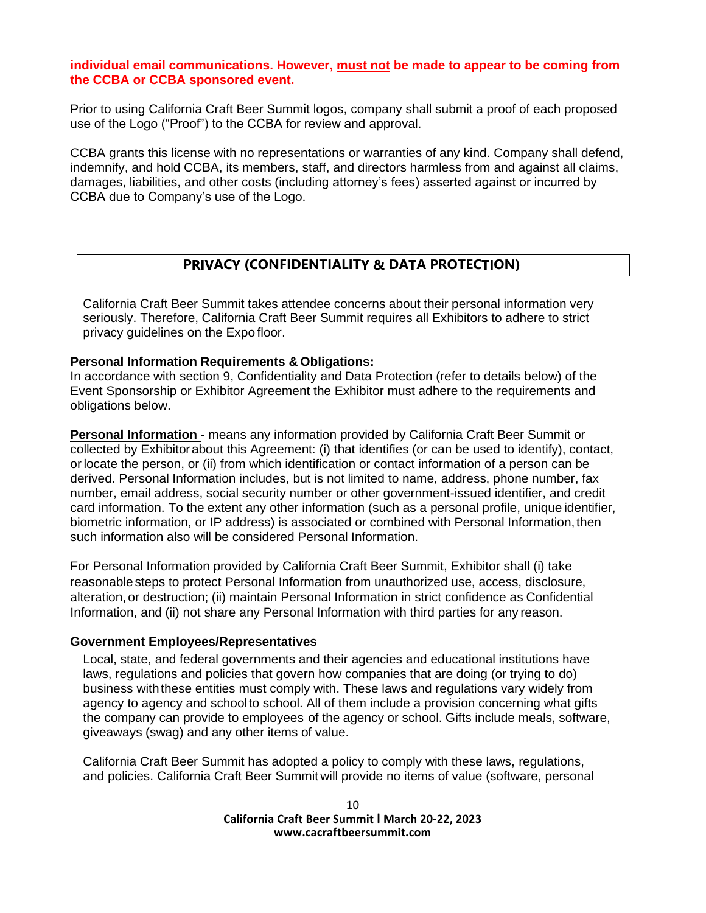**individual email communications. However, must not be made to appear to be coming from the CCBA or CCBA sponsored event.**

Prior to using California Craft Beer Summit logos, company shall submit a proof of each proposed use of the Logo ("Proof") to the CCBA for review and approval.

CCBA grants this license with no representations or warranties of any kind. Company shall defend, indemnify, and hold CCBA, its members, staff, and directors harmless from and against all claims, damages, liabilities, and other costs (including attorney's fees) asserted against or incurred by CCBA due to Company's use of the Logo.

## PRIVACY (CONFIDENTIALITY & DATA PROTECTION)

California Craft Beer Summit takes attendee concerns about their personal information very seriously. Therefore, California Craft Beer Summit requires all Exhibitors to adhere to strict privacy guidelines on the Expo floor.

**Personal Information Requirements & Obligations:**
In accordance with section 9, Confidentiality and Data Protection (refer to details below) of the Event Sponsorship or Exhibitor Agreement the Exhibitor must adhere to the requirements and obligations below.

**Personal Information -** means any information provided by California Craft Beer Summit or collected by Exhibitor about this Agreement: (i) that identifies (or can be used to identify), contact, or locate the person, or (ii) from which identification or contact information of a person can be derived. Personal Information includes, but is not limited to name, address, phone number, fax number, email address, social security number or other government-issued identifier, and credit card information. To the extent any other information (such as a personal profile, unique identifier, biometric information, or IP address) is associated or combined with Personal Information, then such information also will be considered Personal Information.

For Personal Information provided by California Craft Beer Summit, Exhibitor shall (i) take reasonable steps to protect Personal Information from unauthorized use, access, disclosure, alteration, or destruction; (ii) maintain Personal Information in strict confidence as Confidential Information, and (ii) not share any Personal Information with third parties for any reason.

**Government Employees/Representatives**

Local, state, and federal governments and their agencies and educational institutions have laws, regulations and policies that govern how companies that are doing (or trying to do) business with these entities must comply with. These laws and regulations vary widely from agency to agency and school to school. All of them include a provision concerning what gifts the company can provide to employees of the agency or school. Gifts include meals, software, giveaways (swag) and any other items of value.

California Craft Beer Summit has adopted a policy to comply with these laws, regulations, and policies. California Craft Beer Summit will provide no items of value (software, personal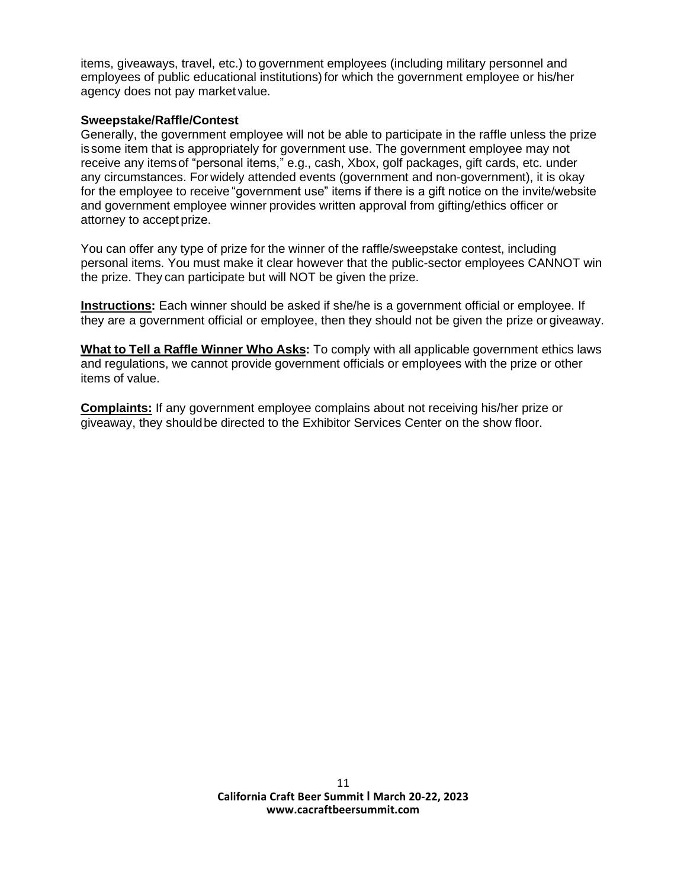items, giveaways, travel, etc.) to government employees (including military personnel and employees of public educational institutions) for which the government employee or his/her agency does not pay market value.

**Sweepstake/Raffle/Contest**
Generally, the government employee will not be able to participate in the raffle unless the prize is some item that is appropriately for government use. The government employee may not receive any items of "personal items," e.g., cash, Xbox, golf packages, gift cards, etc. under any circumstances. For widely attended events (government and non-government), it is okay for the employee to receive "government use" items if there is a gift notice on the invite/website and government employee winner provides written approval from gifting/ethics officer or attorney to accept prize.

You can offer any type of prize for the winner of the raffle/sweepstake contest, including personal items. You must make it clear however that the public-sector employees CANNOT win the prize. They can participate but will NOT be given the prize.

**Instructions:** Each winner should be asked if she/he is a government official or employee. If they are a government official or employee, then they should not be given the prize or giveaway.

**What to Tell a Raffle Winner Who Asks:** To comply with all applicable government ethics laws and regulations, we cannot provide government officials or employees with the prize or other items of value.

**Complaints:** If any government employee complains about not receiving his/her prize or giveaway, they should be directed to the Exhibitor Services Center on the show floor.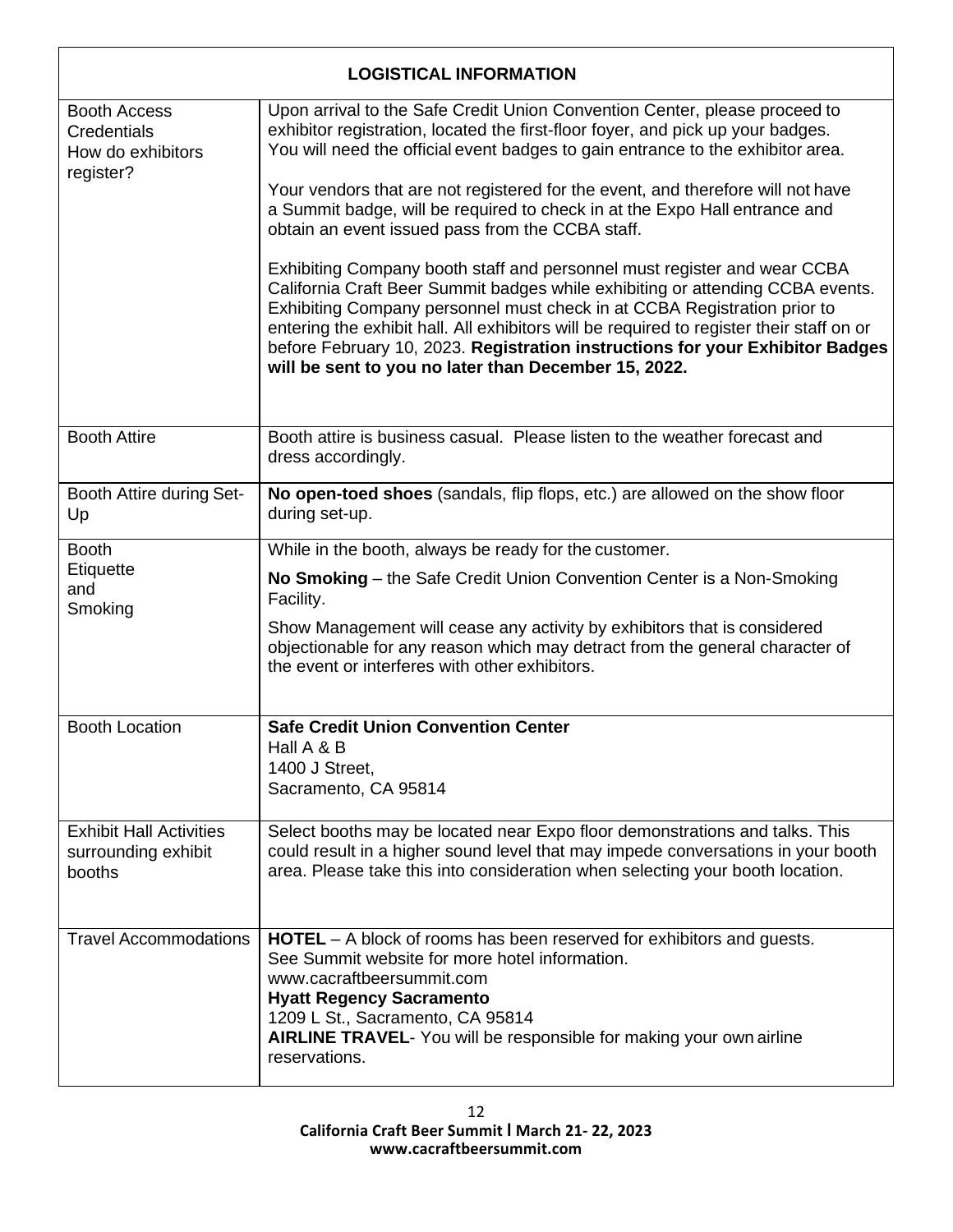| LOGISTICAL INFORMATION | |
|---|---|
| Booth Access Credentials<br>How do exhibitors register? | Upon arrival to the Safe Credit Union Convention Center, please proceed to exhibitor registration, located the first-floor foyer, and pick up your badges. You will need the official event badges to gain entrance to the exhibitor area.<br><br>Your vendors that are not registered for the event, and therefore will not have a Summit badge, will be required to check in at the Expo Hall entrance and obtain an event issued pass from the CCBA staff.<br><br>Exhibiting Company booth staff and personnel must register and wear CCBA California Craft Beer Summit badges while exhibiting or attending CCBA events. Exhibiting Company personnel must check in at CCBA Registration prior to entering the exhibit hall. All exhibitors will be required to register their staff on or before February 10, 2023. **Registration instructions for your Exhibitor Badges will be sent to you no later than December 15, 2022.** |
| Booth Attire | Booth attire is business casual. Please listen to the weather forecast and dress accordingly. |
| Booth Attire during Set-Up | **No open-toed shoes** (sandals, flip flops, etc.) are allowed on the show floor during set-up. |
| Booth Etiquette and Smoking | While in the booth, always be ready for the customer.<br><br>**No Smoking** – the Safe Credit Union Convention Center is a Non-Smoking Facility.<br><br>Show Management will cease any activity by exhibitors that is considered objectionable for any reason which may detract from the general character of the event or interferes with other exhibitors. |
| Booth Location | **Safe Credit Union Convention Center**<br>Hall A & B<br>1400 J Street,<br>Sacramento, CA 95814 |
| Exhibit Hall Activities surrounding exhibit booths | Select booths may be located near Expo floor demonstrations and talks. This could result in a higher sound level that may impede conversations in your booth area. Please take this into consideration when selecting your booth location. |
| Travel Accommodations | **HOTEL** – A block of rooms has been reserved for exhibitors and guests. See Summit website for more hotel information.<br>www.cacraftbeersummit.com<br>**Hyatt Regency Sacramento**<br>1209 L St., Sacramento, CA 95814<br>**AIRLINE TRAVEL**- You will be responsible for making your own airline reservations. |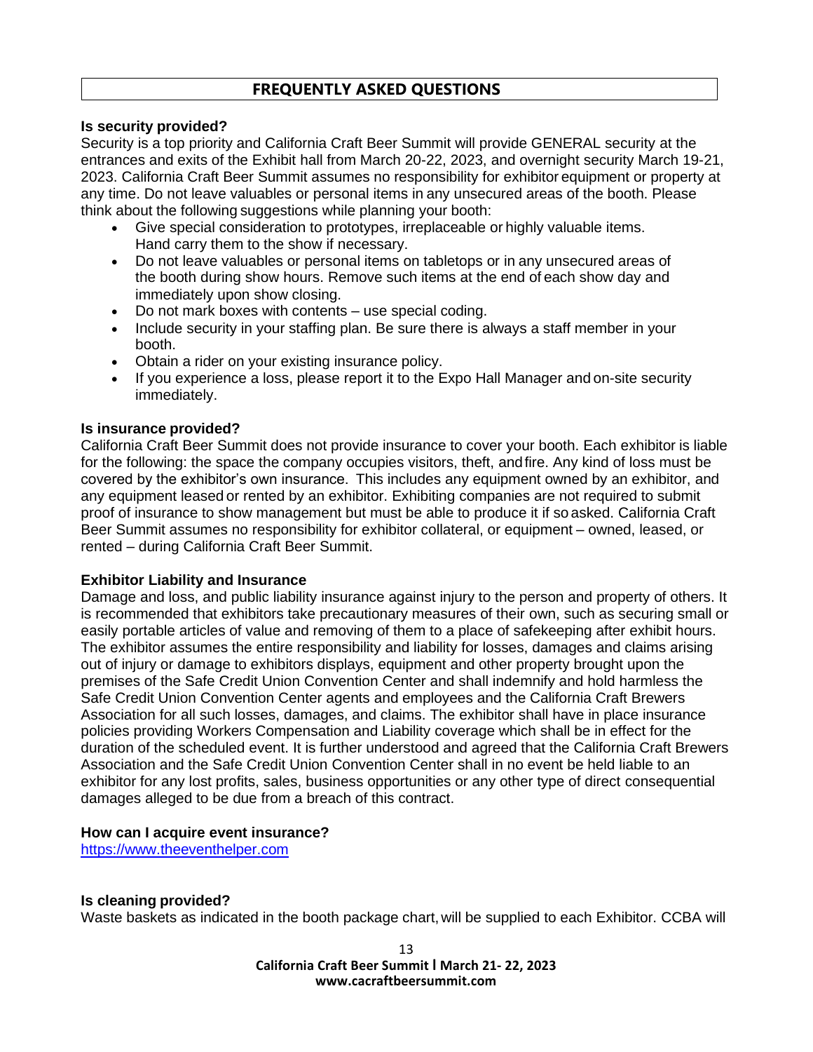## FREQUENTLY ASKED QUESTIONS

**Is security provided?**

Security is a top priority and California Craft Beer Summit will provide GENERAL security at the entrances and exits of the Exhibit hall from March 20-22, 2023, and overnight security March 19-21, 2023. California Craft Beer Summit assumes no responsibility for exhibitor equipment or property at any time. Do not leave valuables or personal items in any unsecured areas of the booth. Please think about the following suggestions while planning your booth:

- Give special consideration to prototypes, irreplaceable or highly valuable items. Hand carry them to the show if necessary.
- Do not leave valuables or personal items on tabletops or in any unsecured areas of the booth during show hours. Remove such items at the end of each show day and immediately upon show closing.
- Do not mark boxes with contents – use special coding.
- Include security in your staffing plan. Be sure there is always a staff member in your booth.
- Obtain a rider on your existing insurance policy.
- If you experience a loss, please report it to the Expo Hall Manager and on-site security immediately.

**Is insurance provided?**

California Craft Beer Summit does not provide insurance to cover your booth. Each exhibitor is liable for the following: the space the company occupies visitors, theft, and fire. Any kind of loss must be covered by the exhibitor's own insurance. This includes any equipment owned by an exhibitor, and any equipment leased or rented by an exhibitor. Exhibiting companies are not required to submit proof of insurance to show management but must be able to produce it if so asked. California Craft Beer Summit assumes no responsibility for exhibitor collateral, or equipment – owned, leased, or rented – during California Craft Beer Summit.

**Exhibitor Liability and Insurance**

Damage and loss, and public liability insurance against injury to the person and property of others. It is recommended that exhibitors take precautionary measures of their own, such as securing small or easily portable articles of value and removing of them to a place of safekeeping after exhibit hours. The exhibitor assumes the entire responsibility and liability for losses, damages and claims arising out of injury or damage to exhibitors displays, equipment and other property brought upon the premises of the Safe Credit Union Convention Center and shall indemnify and hold harmless the Safe Credit Union Convention Center agents and employees and the California Craft Brewers Association for all such losses, damages, and claims. The exhibitor shall have in place insurance policies providing Workers Compensation and Liability coverage which shall be in effect for the duration of the scheduled event. It is further understood and agreed that the California Craft Brewers Association and the Safe Credit Union Convention Center shall in no event be held liable to an exhibitor for any lost profits, sales, business opportunities or any other type of direct consequential damages alleged to be due from a breach of this contract.

**How can I acquire event insurance?**

[https://www.theeventhelper.com](https://www.theeventhelper.com)

**Is cleaning provided?**

Waste baskets as indicated in the booth package chart, will be supplied to each Exhibitor. CCBA will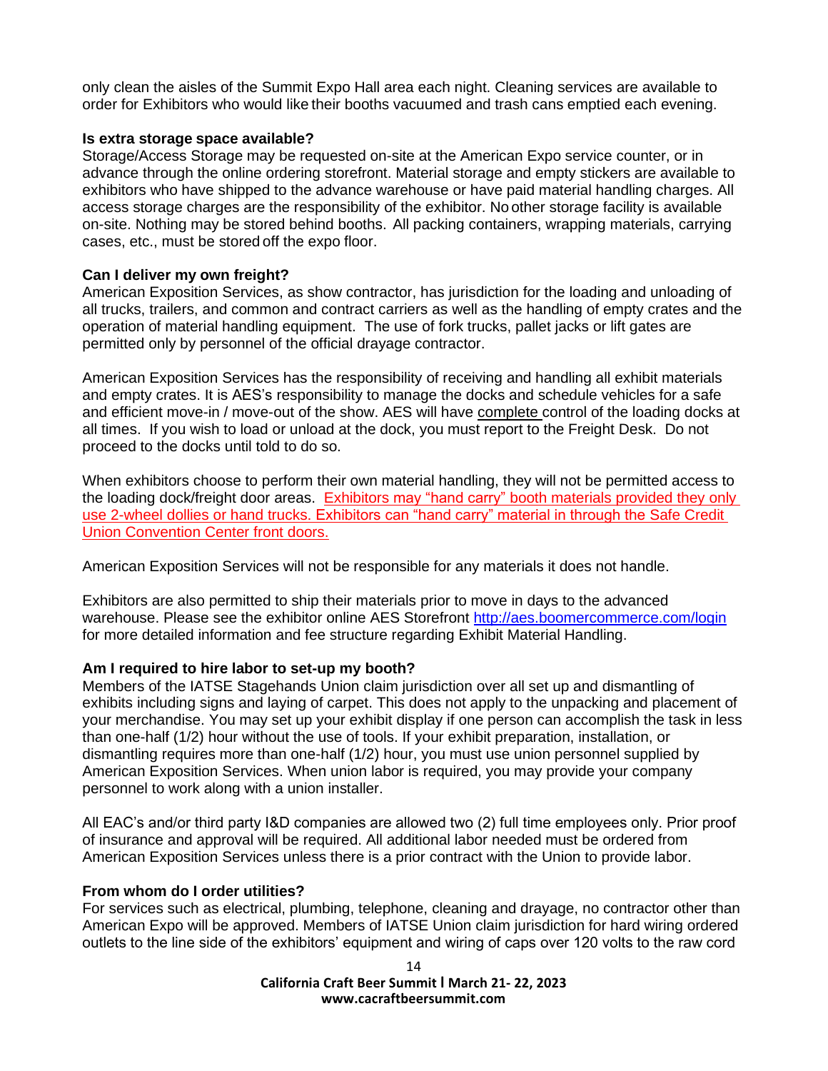only clean the aisles of the Summit Expo Hall area each night. Cleaning services are available to order for Exhibitors who would like their booths vacuumed and trash cans emptied each evening.

**Is extra storage space available?**

Storage/Access Storage may be requested on-site at the American Expo service counter, or in advance through the online ordering storefront. Material storage and empty stickers are available to exhibitors who have shipped to the advance warehouse or have paid material handling charges. All access storage charges are the responsibility of the exhibitor. No other storage facility is available on-site. Nothing may be stored behind booths. All packing containers, wrapping materials, carrying cases, etc., must be stored off the expo floor.

**Can I deliver my own freight?**

American Exposition Services, as show contractor, has jurisdiction for the loading and unloading of all trucks, trailers, and common and contract carriers as well as the handling of empty crates and the operation of material handling equipment. The use of fork trucks, pallet jacks or lift gates are permitted only by personnel of the official drayage contractor.

American Exposition Services has the responsibility of receiving and handling all exhibit materials and empty crates. It is AES's responsibility to manage the docks and schedule vehicles for a safe and efficient move-in / move-out of the show. AES will have complete control of the loading docks at all times. If you wish to load or unload at the dock, you must report to the Freight Desk. Do not proceed to the docks until told to do so.

When exhibitors choose to perform their own material handling, they will not be permitted access to the loading dock/freight door areas. Exhibitors may "hand carry" booth materials provided they only use 2-wheel dollies or hand trucks. Exhibitors can "hand carry" material in through the Safe Credit Union Convention Center front doors.

American Exposition Services will not be responsible for any materials it does not handle.

Exhibitors are also permitted to ship their materials prior to move in days to the advanced warehouse. Please see the exhibitor online AES Storefront http://aes.boomercommerce.com/login for more detailed information and fee structure regarding Exhibit Material Handling.

**Am I required to hire labor to set-up my booth?**

Members of the IATSE Stagehands Union claim jurisdiction over all set up and dismantling of exhibits including signs and laying of carpet. This does not apply to the unpacking and placement of your merchandise. You may set up your exhibit display if one person can accomplish the task in less than one-half (1/2) hour without the use of tools. If your exhibit preparation, installation, or dismantling requires more than one-half (1/2) hour, you must use union personnel supplied by American Exposition Services. When union labor is required, you may provide your company personnel to work along with a union installer.

All EAC's and/or third party I&D companies are allowed two (2) full time employees only. Prior proof of insurance and approval will be required. All additional labor needed must be ordered from American Exposition Services unless there is a prior contract with the Union to provide labor.

**From whom do I order utilities?**

For services such as electrical, plumbing, telephone, cleaning and drayage, no contractor other than American Expo will be approved. Members of IATSE Union claim jurisdiction for hard wiring ordered outlets to the line side of the exhibitors' equipment and wiring of caps over 120 volts to the raw cord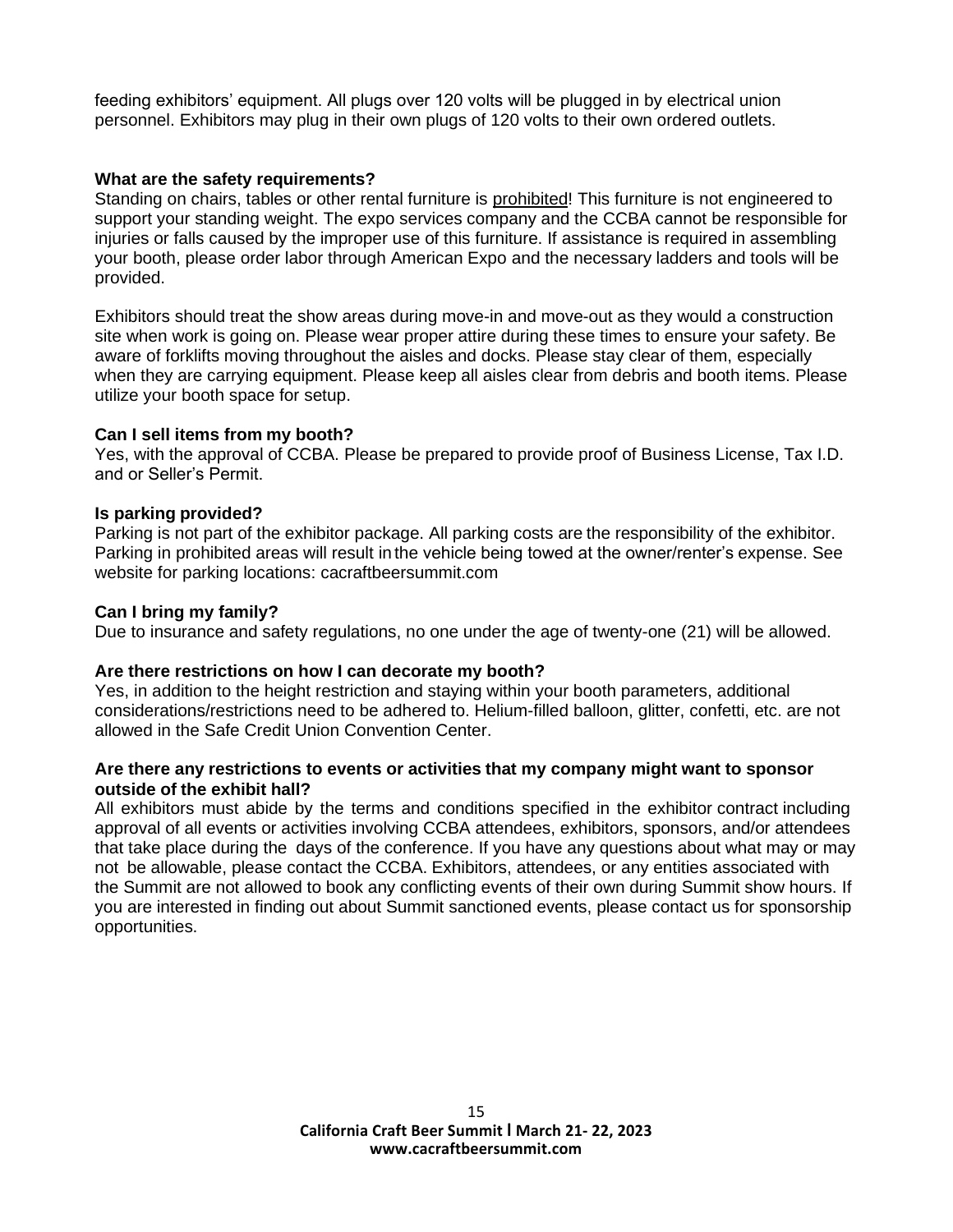feeding exhibitors' equipment. All plugs over 120 volts will be plugged in by electrical union personnel. Exhibitors may plug in their own plugs of 120 volts to their own ordered outlets.

**What are the safety requirements?**

Standing on chairs, tables or other rental furniture is prohibited! This furniture is not engineered to support your standing weight. The expo services company and the CCBA cannot be responsible for injuries or falls caused by the improper use of this furniture. If assistance is required in assembling your booth, please order labor through American Expo and the necessary ladders and tools will be provided.

Exhibitors should treat the show areas during move-in and move-out as they would a construction site when work is going on. Please wear proper attire during these times to ensure your safety. Be aware of forklifts moving throughout the aisles and docks. Please stay clear of them, especially when they are carrying equipment. Please keep all aisles clear from debris and booth items. Please utilize your booth space for setup.

**Can I sell items from my booth?**

Yes, with the approval of CCBA. Please be prepared to provide proof of Business License, Tax I.D. and or Seller's Permit.

**Is parking provided?**

Parking is not part of the exhibitor package. All parking costs are the responsibility of the exhibitor. Parking in prohibited areas will result in the vehicle being towed at the owner/renter's expense. See website for parking locations: cacraftbeersummit.com

**Can I bring my family?**

Due to insurance and safety regulations, no one under the age of twenty-one (21) will be allowed.

**Are there restrictions on how I can decorate my booth?**

Yes, in addition to the height restriction and staying within your booth parameters, additional considerations/restrictions need to be adhered to. Helium-filled balloon, glitter, confetti, etc. are not allowed in the Safe Credit Union Convention Center.

**Are there any restrictions to events or activities that my company might want to sponsor outside of the exhibit hall?**

All exhibitors must abide by the terms and conditions specified in the exhibitor contract including approval of all events or activities involving CCBA attendees, exhibitors, sponsors, and/or attendees that take place during the days of the conference. If you have any questions about what may or may not be allowable, please contact the CCBA. Exhibitors, attendees, or any entities associated with the Summit are not allowed to book any conflicting events of their own during Summit show hours. If you are interested in finding out about Summit sanctioned events, please contact us for sponsorship opportunities.